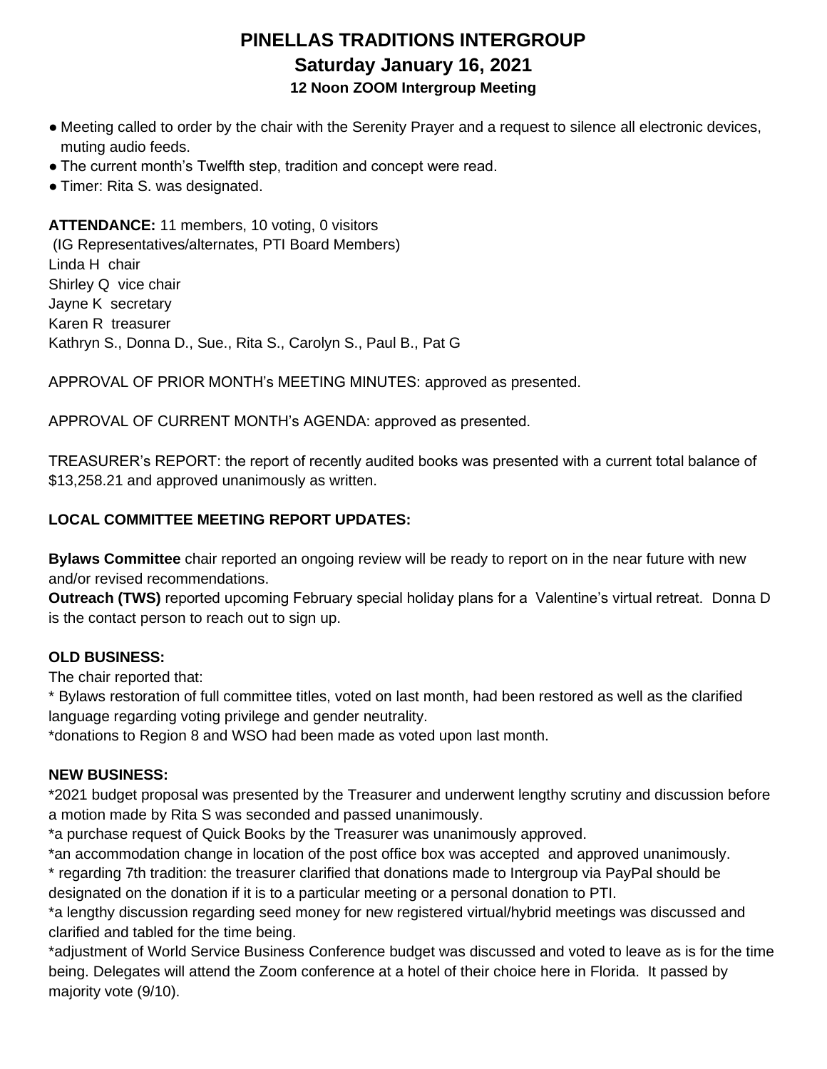# PINELLAS TRADITIONS INTERGROUP

## Saturday January 16, 2021

### 12 Noon ZOOM Intergroup Meeting

- Meeting called to order by the chair with the Serenity Prayer and a request to silence all electronic devices, muting audio feeds.
- The current month's Twelfth step, tradition and concept were read.
- Timer: Rita S. was designated.

**ATTENDANCE:** 11 members, 10 voting, 0 visitors
(IG Representatives/alternates, PTI Board Members)
Linda H chair
Shirley Q vice chair
Jayne K secretary
Karen R treasurer
Kathryn S., Donna D., Sue., Rita S., Carolyn S., Paul B., Pat G

APPROVAL OF PRIOR MONTH's MEETING MINUTES: approved as presented.

APPROVAL OF CURRENT MONTH's AGENDA: approved as presented.

TREASURER's REPORT: the report of recently audited books was presented with a current total balance of $13,258.21 and approved unanimously as written.

**LOCAL COMMITTEE MEETING REPORT UPDATES:**

**Bylaws Committee** chair reported an ongoing review will be ready to report on in the near future with new and/or revised recommendations.
**Outreach (TWS)** reported upcoming February special holiday plans for a Valentine's virtual retreat. Donna D is the contact person to reach out to sign up.

**OLD BUSINESS:**

The chair reported that:
* Bylaws restoration of full committee titles, voted on last month, had been restored as well as the clarified language regarding voting privilege and gender neutrality.
*donations to Region 8 and WSO had been made as voted upon last month.

**NEW BUSINESS:**

*2021 budget proposal was presented by the Treasurer and underwent lengthy scrutiny and discussion before a motion made by Rita S was seconded and passed unanimously.
*a purchase request of Quick Books by the Treasurer was unanimously approved.
*an accommodation change in location of the post office box was accepted and approved unanimously.
* regarding 7th tradition: the treasurer clarified that donations made to Intergroup via PayPal should be designated on the donation if it is to a particular meeting or a personal donation to PTI.
*a lengthy discussion regarding seed money for new registered virtual/hybrid meetings was discussed and clarified and tabled for the time being.
*adjustment of World Service Business Conference budget was discussed and voted to leave as is for the time being. Delegates will attend the Zoom conference at a hotel of their choice here in Florida. It passed by majority vote (9/10).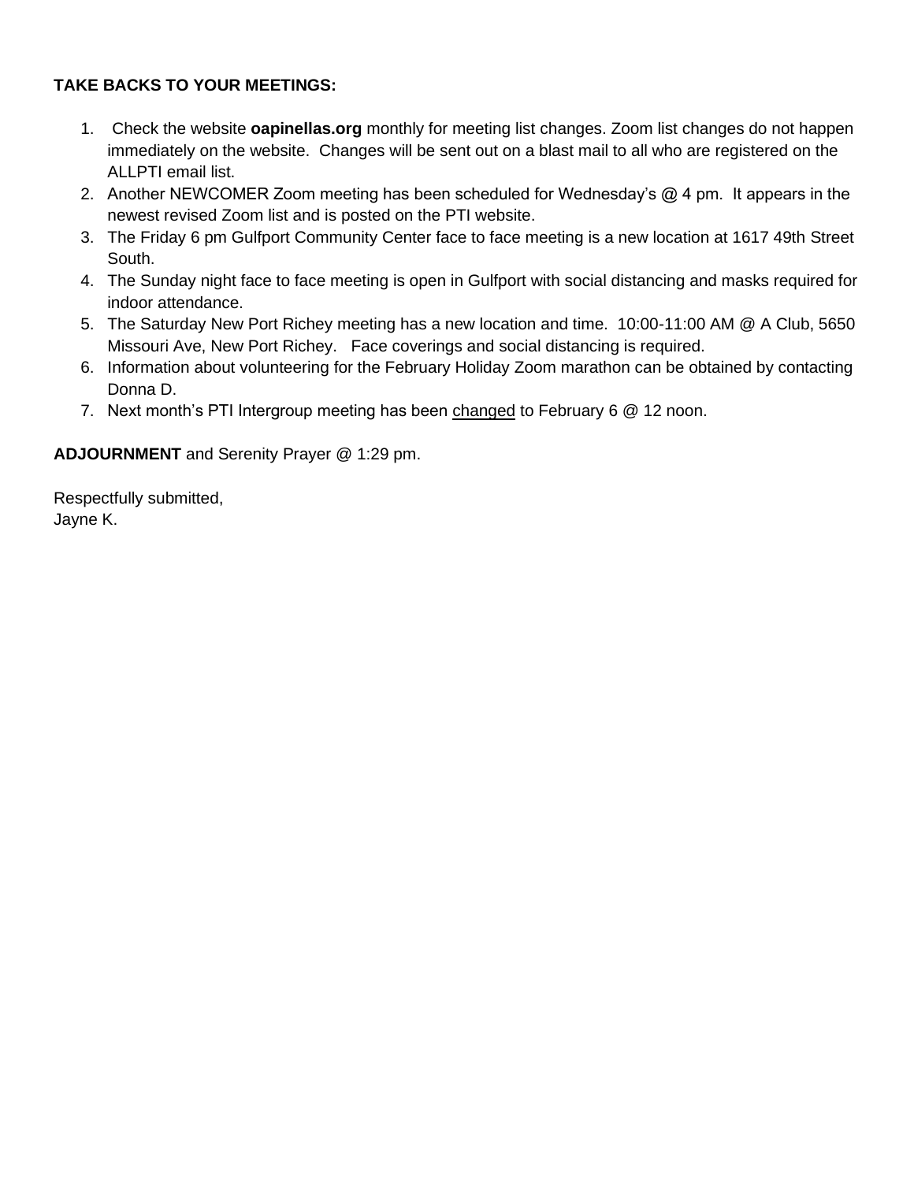**TAKE BACKS TO YOUR MEETINGS:**

1. Check the website **oapinellas.org** monthly for meeting list changes. Zoom list changes do not happen immediately on the website. Changes will be sent out on a blast mail to all who are registered on the ALLPTI email list.
2. Another NEWCOMER Zoom meeting has been scheduled for Wednesday's @ 4 pm. It appears in the newest revised Zoom list and is posted on the PTI website.
3. The Friday 6 pm Gulfport Community Center face to face meeting is a new location at 1617 49th Street South.
4. The Sunday night face to face meeting is open in Gulfport with social distancing and masks required for indoor attendance.
5. The Saturday New Port Richey meeting has a new location and time. 10:00-11:00 AM @ A Club, 5650 Missouri Ave, New Port Richey. Face coverings and social distancing is required.
6. Information about volunteering for the February Holiday Zoom marathon can be obtained by contacting Donna D.
7. Next month's PTI Intergroup meeting has been <u>changed</u> to February 6 @ 12 noon.

**ADJOURNMENT** and Serenity Prayer @ 1:29 pm.

Respectfully submitted,
Jayne K.